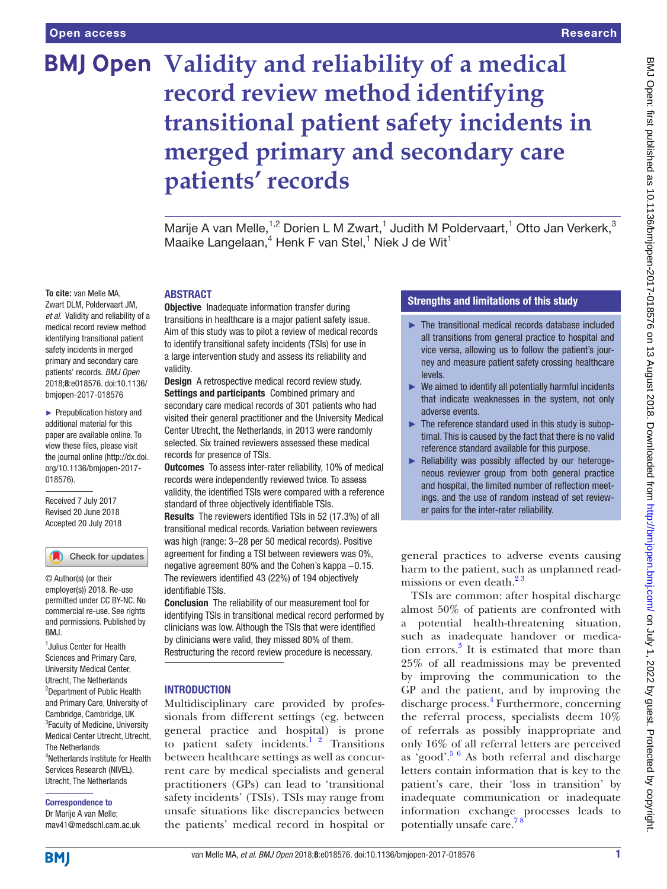# Validity and reliability of a medical record review method identifying transitional patient safety incidents in merged primary and secondary care patients' records

Marije A van Melle,[1,2] Dorien L M Zwart,[1] Judith M Poldervaart,[1] Otto Jan Verkerk,[3] Maaike Langelaan,[4] Henk F van Stel,[1] Niek J de Wit[1]

**To cite:** van Melle MA, Zwart DLM, Poldervaart JM, *et al.* Validity and reliability of a medical record review method identifying transitional patient safety incidents in merged primary and secondary care patients' records. *BMJ Open* 2018;**8**:e018576. doi:10.1136/bmjopen-2017-018576

► Prepublication history and additional material for this paper are available online. To view these files, please visit the journal online (http://dx.doi.org/10.1136/bmjopen-2017-018576).

Received 7 July 2017
Revised 20 June 2018
Accepted 20 July 2018

© Author(s) (or their employer(s)) 2018. Re-use permitted under CC BY-NC. No commercial re-use. See rights and permissions. Published by BMJ.

[1]Julius Center for Health Sciences and Primary Care, University Medical Center, Utrecht, The Netherlands
[2]Department of Public Health and Primary Care, University of Cambridge, Cambridge, UK
[3]Faculty of Medicine, University Medical Center Utrecht, Utrecht, The Netherlands
[4]Netherlands Institute for Health Services Research (NIVEL), Utrecht, The Netherlands

**Correspondence to**
Dr Marije A van Melle;
mav41@medschl.cam.ac.uk

## ABSTRACT

**Objective** Inadequate information transfer during transitions in healthcare is a major patient safety issue. Aim of this study was to pilot a review of medical records to identify transitional safety incidents (TSIs) for use in a large intervention study and assess its reliability and validity.

**Design** A retrospective medical record review study.

**Settings and participants** Combined primary and secondary care medical records of 301 patients who had visited their general practitioner and the University Medical Center Utrecht, the Netherlands, in 2013 were randomly selected. Six trained reviewers assessed these medical records for presence of TSIs.

**Outcomes** To assess inter-rater reliability, 10% of medical records were independently reviewed twice. To assess validity, the identified TSIs were compared with a reference standard of three objectively identifiable TSIs.

**Results** The reviewers identified TSIs in 52 (17.3%) of all transitional medical records. Variation between reviewers was high (range: 3–28 per 50 medical records). Positive agreement for finding a TSI between reviewers was 0%, negative agreement 80% and the Cohen's kappa −0.15. The reviewers identified 43 (22%) of 194 objectively identifiable TSIs.

**Conclusion** The reliability of our measurement tool for identifying TSIs in transitional medical record performed by clinicians was low. Although the TSIs that were identified by clinicians were valid, they missed 80% of them. Restructuring the record review procedure is necessary.

## Strengths and limitations of this study

- ► The transitional medical records database included all transitions from general practice to hospital and vice versa, allowing us to follow the patient's journey and measure patient safety crossing healthcare levels.
- ► We aimed to identify all potentially harmful incidents that indicate weaknesses in the system, not only adverse events.
- ► The reference standard used in this study is suboptimal. This is caused by the fact that there is no valid reference standard available for this purpose.
- ► Reliability was possibly affected by our heterogeneous reviewer group from both general practice and hospital, the limited number of reflection meetings, and the use of random instead of set reviewer pairs for the inter-rater reliability.

## INTRODUCTION

Multidisciplinary care provided by professionals from different settings (eg, between general practice and hospital) is prone to patient safety incidents.[1 2] Transitions between healthcare settings as well as concurrent care by medical specialists and general practitioners (GPs) can lead to 'transitional safety incidents' (TSIs). TSIs may range from unsafe situations like discrepancies between the patients' medical record in hospital or general practices to adverse events causing harm to the patient, such as unplanned readmissions or even death.[2 3]

TSIs are common: after hospital discharge almost 50% of patients are confronted with a potential health-threatening situation, such as inadequate handover or medication errors.[3] It is estimated that more than 25% of all readmissions may be prevented by improving the communication to the GP and the patient, and by improving the discharge process.[4] Furthermore, concerning the referral process, specialists deem 10% of referrals as possibly inappropriate and only 16% of all referral letters are perceived as 'good'.[5 6] As both referral and discharge letters contain information that is key to the patient's care, their 'loss in transition' by inadequate communication or inadequate information exchange processes leads to potentially unsafe care.[7 8]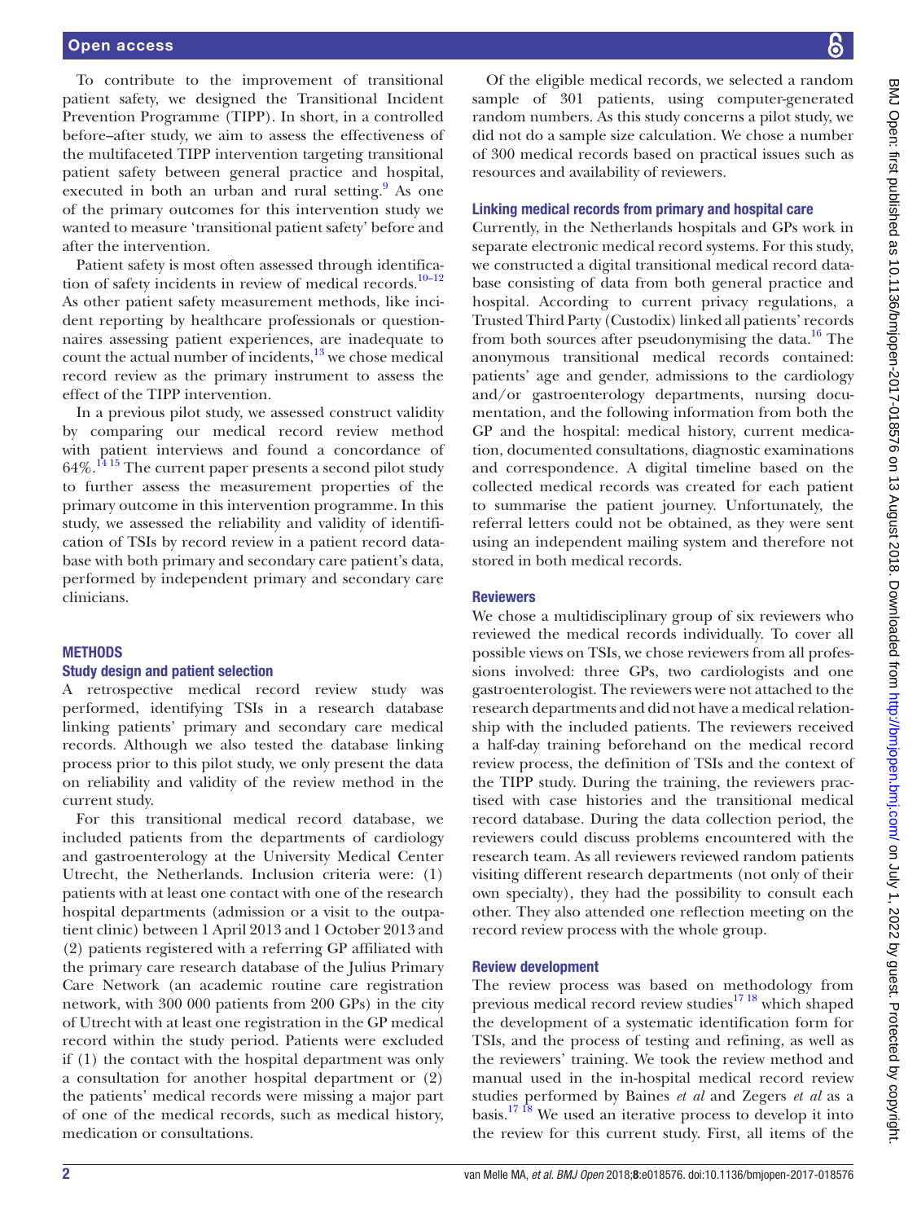To contribute to the improvement of transitional patient safety, we designed the Transitional Incident Prevention Programme (TIPP). In short, in a controlled before–after study, we aim to assess the effectiveness of the multifaceted TIPP intervention targeting transitional patient safety between general practice and hospital, executed in both an urban and rural setting.[9] As one of the primary outcomes for this intervention study we wanted to measure 'transitional patient safety' before and after the intervention.

Patient safety is most often assessed through identification of safety incidents in review of medical records.[10–12] As other patient safety measurement methods, like incident reporting by healthcare professionals or questionnaires assessing patient experiences, are inadequate to count the actual number of incidents,[13] we chose medical record review as the primary instrument to assess the effect of the TIPP intervention.

In a previous pilot study, we assessed construct validity by comparing our medical record review method with patient interviews and found a concordance of 64%.[14 15] The current paper presents a second pilot study to further assess the measurement properties of the primary outcome in this intervention programme. In this study, we assessed the reliability and validity of identification of TSIs by record review in a patient record database with both primary and secondary care patient's data, performed by independent primary and secondary care clinicians.

## METHODS

### Study design and patient selection

A retrospective medical record review study was performed, identifying TSIs in a research database linking patients' primary and secondary care medical records. Although we also tested the database linking process prior to this pilot study, we only present the data on reliability and validity of the review method in the current study.

For this transitional medical record database, we included patients from the departments of cardiology and gastroenterology at the University Medical Center Utrecht, the Netherlands. Inclusion criteria were: (1) patients with at least one contact with one of the research hospital departments (admission or a visit to the outpatient clinic) between 1 April 2013 and 1 October 2013 and (2) patients registered with a referring GP affiliated with the primary care research database of the Julius Primary Care Network (an academic routine care registration network, with 300 000 patients from 200 GPs) in the city of Utrecht with at least one registration in the GP medical record within the study period. Patients were excluded if (1) the contact with the hospital department was only a consultation for another hospital department or (2) the patients' medical records were missing a major part of one of the medical records, such as medical history, medication or consultations.

Of the eligible medical records, we selected a random sample of 301 patients, using computer-generated random numbers. As this study concerns a pilot study, we did not do a sample size calculation. We chose a number of 300 medical records based on practical issues such as resources and availability of reviewers.

### Linking medical records from primary and hospital care

Currently, in the Netherlands hospitals and GPs work in separate electronic medical record systems. For this study, we constructed a digital transitional medical record database consisting of data from both general practice and hospital. According to current privacy regulations, a Trusted Third Party (Custodix) linked all patients' records from both sources after pseudonymising the data.[16] The anonymous transitional medical records contained: patients' age and gender, admissions to the cardiology and/or gastroenterology departments, nursing documentation, and the following information from both the GP and the hospital: medical history, current medication, documented consultations, diagnostic examinations and correspondence. A digital timeline based on the collected medical records was created for each patient to summarise the patient journey. Unfortunately, the referral letters could not be obtained, as they were sent using an independent mailing system and therefore not stored in both medical records.

### Reviewers

We chose a multidisciplinary group of six reviewers who reviewed the medical records individually. To cover all possible views on TSIs, we chose reviewers from all professions involved: three GPs, two cardiologists and one gastroenterologist. The reviewers were not attached to the research departments and did not have a medical relationship with the included patients. The reviewers received a half-day training beforehand on the medical record review process, the definition of TSIs and the context of the TIPP study. During the training, the reviewers practised with case histories and the transitional medical record database. During the data collection period, the reviewers could discuss problems encountered with the research team. As all reviewers reviewed random patients visiting different research departments (not only of their own specialty), they had the possibility to consult each other. They also attended one reflection meeting on the record review process with the whole group.

### Review development

The review process was based on methodology from previous medical record review studies[17 18] which shaped the development of a systematic identification form for TSIs, and the process of testing and refining, as well as the reviewers' training. We took the review method and manual used in the in-hospital medical record review studies performed by Baines *et al* and Zegers *et al* as a basis.[17 18] We used an iterative process to develop it into the review for this current study. First, all items of the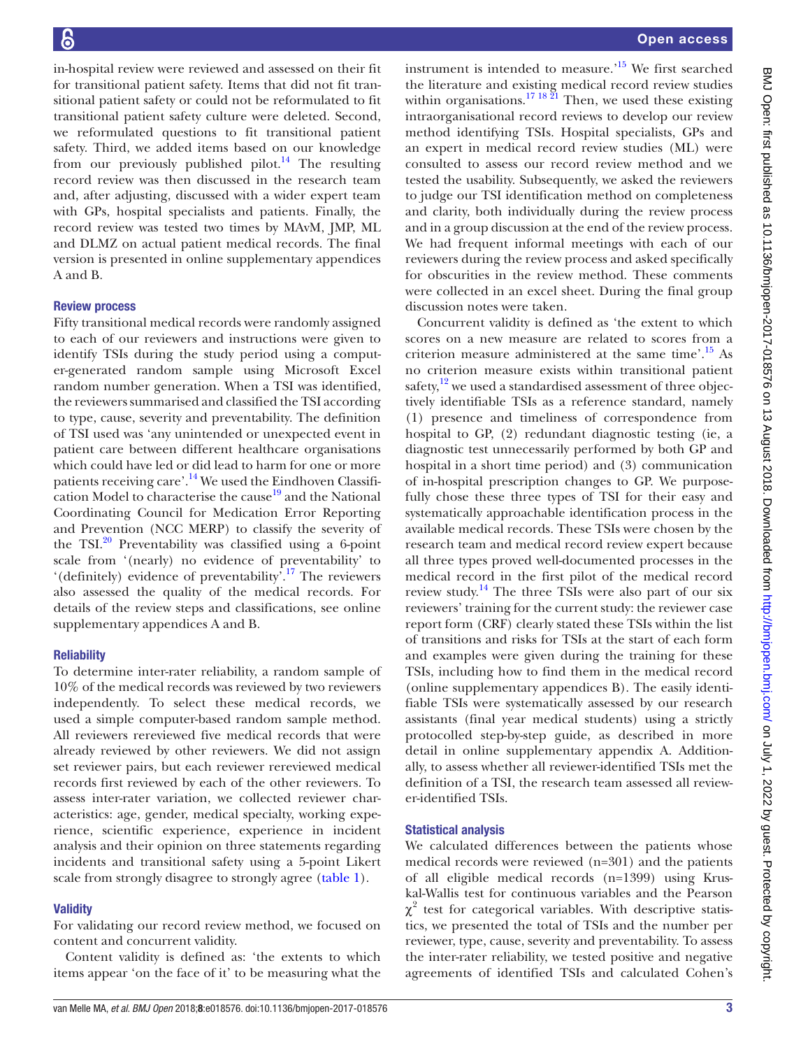in-hospital review were reviewed and assessed on their fit for transitional patient safety. Items that did not fit transitional patient safety or could not be reformulated to fit transitional patient safety culture were deleted. Second, we reformulated questions to fit transitional patient safety. Third, we added items based on our knowledge from our previously published pilot.[14] The resulting record review was then discussed in the research team and, after adjusting, discussed with a wider expert team with GPs, hospital specialists and patients. Finally, the record review was tested two times by MAvM, JMP, ML and DLMZ on actual patient medical records. The final version is presented in online supplementary appendices A and B.

### Review process

Fifty transitional medical records were randomly assigned to each of our reviewers and instructions were given to identify TSIs during the study period using a computer-generated random sample using Microsoft Excel random number generation. When a TSI was identified, the reviewers summarised and classified the TSI according to type, cause, severity and preventability. The definition of TSI used was 'any unintended or unexpected event in patient care between different healthcare organisations which could have led or did lead to harm for one or more patients receiving care'.[14] We used the Eindhoven Classification Model to characterise the cause[19] and the National Coordinating Council for Medication Error Reporting and Prevention (NCC MERP) to classify the severity of the TSI.[20] Preventability was classified using a 6-point scale from '(nearly) no evidence of preventability' to '(definitely) evidence of preventability'.[17] The reviewers also assessed the quality of the medical records. For details of the review steps and classifications, see online supplementary appendices A and B.

### Reliability

To determine inter-rater reliability, a random sample of 10% of the medical records was reviewed by two reviewers independently. To select these medical records, we used a simple computer-based random sample method. All reviewers rereviewed five medical records that were already reviewed by other reviewers. We did not assign set reviewer pairs, but each reviewer rereviewed medical records first reviewed by each of the other reviewers. To assess inter-rater variation, we collected reviewer characteristics: age, gender, medical specialty, working experience, scientific experience, experience in incident analysis and their opinion on three statements regarding incidents and transitional safety using a 5-point Likert scale from strongly disagree to strongly agree (table 1).

### Validity

For validating our record review method, we focused on content and concurrent validity.

Content validity is defined as: 'the extents to which items appear 'on the face of it' to be measuring what the instrument is intended to measure.'[15] We first searched the literature and existing medical record review studies within organisations.[17,18,21] Then, we used these existing intraorganisational record reviews to develop our review method identifying TSIs. Hospital specialists, GPs and an expert in medical record review studies (ML) were consulted to assess our record review method and we tested the usability. Subsequently, we asked the reviewers to judge our TSI identification method on completeness and clarity, both individually during the review process and in a group discussion at the end of the review process. We had frequent informal meetings with each of our reviewers during the review process and asked specifically for obscurities in the review method. These comments were collected in an excel sheet. During the final group discussion notes were taken.

Concurrent validity is defined as 'the extent to which scores on a new measure are related to scores from a criterion measure administered at the same time'.[15] As no criterion measure exists within transitional patient safety,[12] we used a standardised assessment of three objectively identifiable TSIs as a reference standard, namely (1) presence and timeliness of correspondence from hospital to GP, (2) redundant diagnostic testing (ie, a diagnostic test unnecessarily performed by both GP and hospital in a short time period) and (3) communication of in-hospital prescription changes to GP. We purposefully chose these three types of TSI for their easy and systematically approachable identification process in the available medical records. These TSIs were chosen by the research team and medical record review expert because all three types proved well-documented processes in the medical record in the first pilot of the medical record review study.[14] The three TSIs were also part of our six reviewers' training for the current study: the reviewer case report form (CRF) clearly stated these TSIs within the list of transitions and risks for TSIs at the start of each form and examples were given during the training for these TSIs, including how to find them in the medical record (online supplementary appendices B). The easily identifiable TSIs were systematically assessed by our research assistants (final year medical students) using a strictly protocolled step-by-step guide, as described in more detail in online supplementary appendix A. Additionally, to assess whether all reviewer-identified TSIs met the definition of a TSI, the research team assessed all reviewer-identified TSIs.

### Statistical analysis

We calculated differences between the patients whose medical records were reviewed (n=301) and the patients of all eligible medical records (n=1399) using Kruskal-Wallis test for continuous variables and the Pearson $\chi^2$ test for categorical variables. With descriptive statistics, we presented the total of TSIs and the number per reviewer, type, cause, severity and preventability. To assess the inter-rater reliability, we tested positive and negative agreements of identified TSIs and calculated Cohen's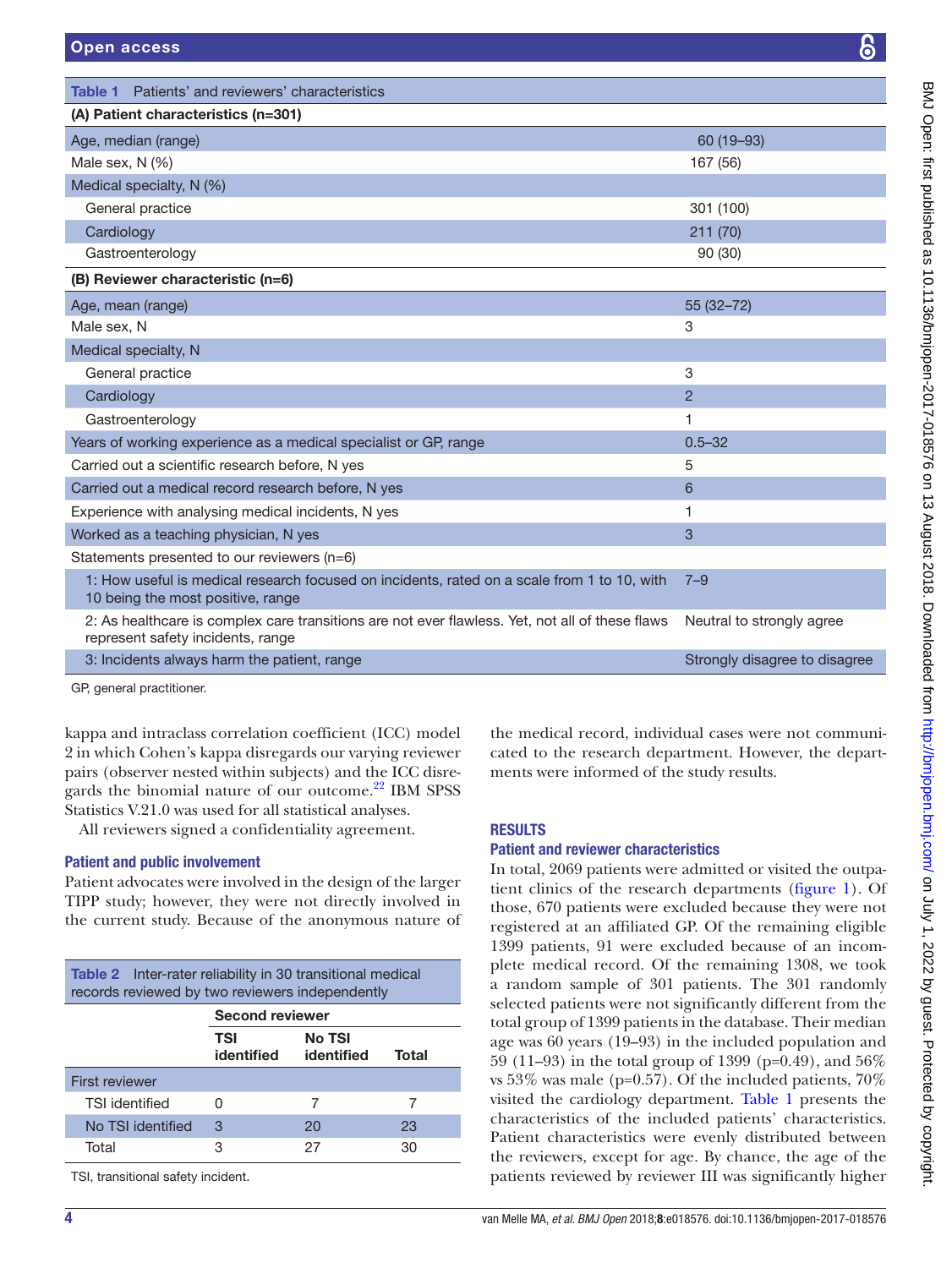**Table 1** Patients' and reviewers' characteristics

| (A) Patient characteristics (n=301) | |
|---|---|
| Age, median (range) | 60 (19–93) |
| Male sex, N (%) | 167 (56) |
| Medical specialty, N (%) | |
| General practice | 301 (100) |
| Cardiology | 211 (70) |
| Gastroenterology | 90 (30) |
| **(B) Reviewer characteristic (n=6)** | |
| Age, mean (range) | 55 (32–72) |
| Male sex, N | 3 |
| Medical specialty, N | |
| General practice | 3 |
| Cardiology | 2 |
| Gastroenterology | 1 |
| Years of working experience as a medical specialist or GP, range | 0.5–32 |
| Carried out a scientific research before, N yes | 5 |
| Carried out a medical record research before, N yes | 6 |
| Experience with analysing medical incidents, N yes | 1 |
| Worked as a teaching physician, N yes | 3 |
| Statements presented to our reviewers (n=6) | |
| 1: How useful is medical research focused on incidents, rated on a scale from 1 to 10, with 10 being the most positive, range | 7–9 |
| 2: As healthcare is complex care transitions are not ever flawless. Yet, not all of these flaws represent safety incidents, range | Neutral to strongly agree |
| 3: Incidents always harm the patient, range | Strongly disagree to disagree |

GP, general practitioner.

kappa and intraclass correlation coefficient (ICC) model 2 in which Cohen's kappa disregards our varying reviewer pairs (observer nested within subjects) and the ICC disregards the binomial nature of our outcome.[22] IBM SPSS Statistics V.21.0 was used for all statistical analyses.

All reviewers signed a confidentiality agreement.

### Patient and public involvement

Patient advocates were involved in the design of the larger TIPP study; however, they were not directly involved in the current study. Because of the anonymous nature of the medical record, individual cases were not communicated to the research department. However, the departments were informed of the study results.

**Table 2** Inter-rater reliability in 30 transitional medical records reviewed by two reviewers independently

| | Second reviewer | | |
|---|---|---|---|
| | TSI identified | No TSI identified | Total |
| First reviewer | | | |
| TSI identified | 0 | 7 | 7 |
| No TSI identified | 3 | 20 | 23 |
| Total | 3 | 27 | 30 |

TSI, transitional safety incident.

## RESULTS

### Patient and reviewer characteristics

In total, 2069 patients were admitted or visited the outpatient clinics of the research departments (figure 1). Of those, 670 patients were excluded because they were not registered at an affiliated GP. Of the remaining eligible 1399 patients, 91 were excluded because of an incomplete medical record. Of the remaining 1308, we took a random sample of 301 patients. The 301 randomly selected patients were not significantly different from the total group of 1399 patients in the database. Their median age was 60 years (19–93) in the included population and 59 (11–93) in the total group of 1399 (p=0.49), and 56% vs 53% was male (p=0.57). Of the included patients, 70% visited the cardiology department. Table 1 presents the characteristics of the included patients' characteristics. Patient characteristics were evenly distributed between the reviewers, except for age. By chance, the age of the patients reviewed by reviewer III was significantly higher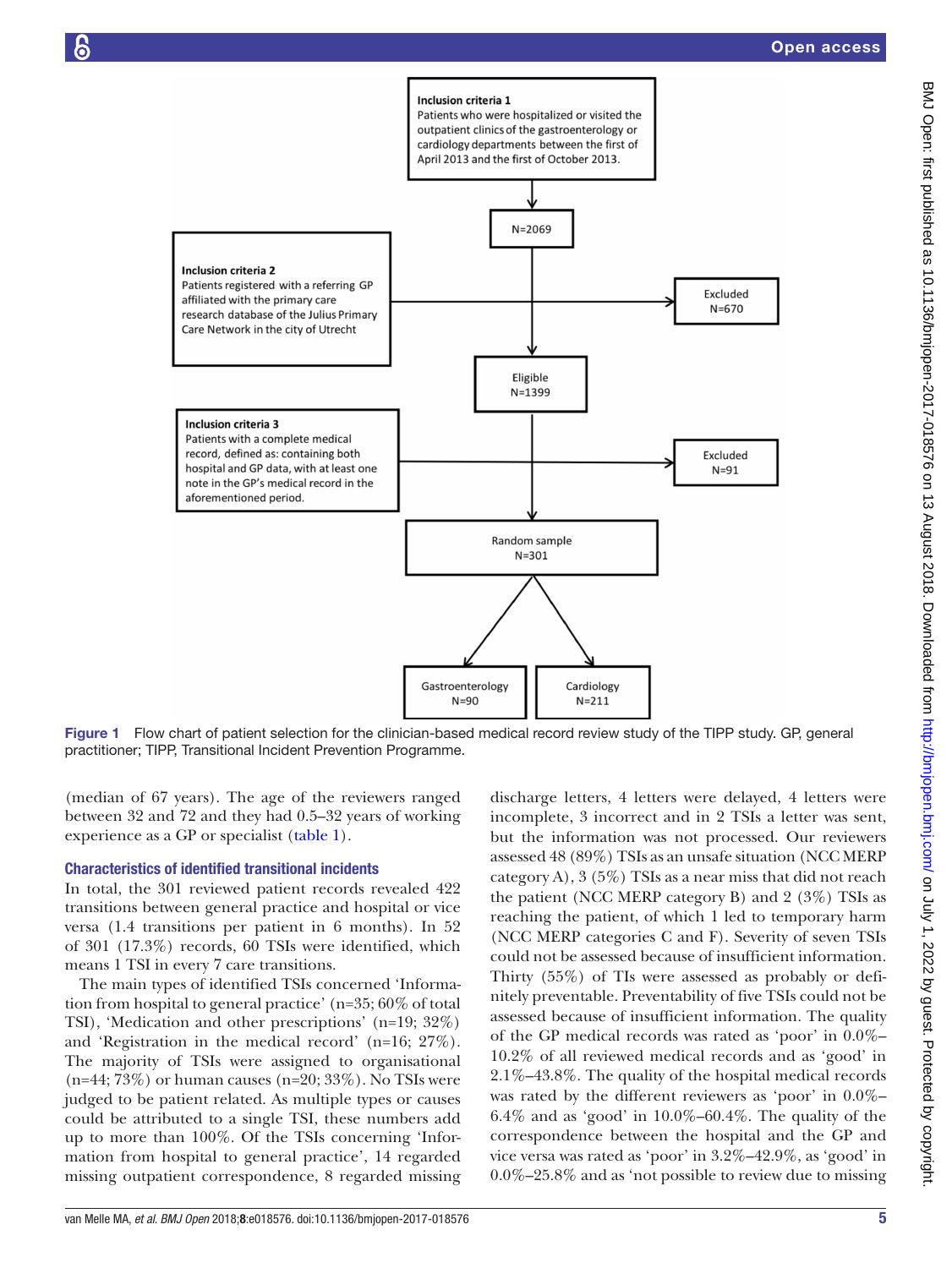Inclusion criteria 1
Patients who were hospitalized or visited the outpatient clinics of the gastroenterology or cardiology departments between the first of April 2013 and the first of October 2013.

N=2069

Inclusion criteria 2
Patients registered with a referring GP affiliated with the primary care research database of the Julius Primary Care Network in the city of Utrecht

Excluded
N=670

Eligible
N=1399

Inclusion criteria 3
Patients with a complete medical record, defined as: containing both hospital and GP data, with at least one note in the GP's medical record in the aforementioned period.

Excluded
N=91

Random sample
N=301

Gastroenterology
N=90

Cardiology
N=211

**Figure 1** Flow chart of patient selection for the clinician-based medical record review study of the TIPP study. GP, general practitioner; TIPP, Transitional Incident Prevention Programme.

(median of 67 years). The age of the reviewers ranged between 32 and 72 and they had 0.5–32 years of working experience as a GP or specialist (table 1).

### Characteristics of identified transitional incidents

In total, the 301 reviewed patient records revealed 422 transitions between general practice and hospital or vice versa (1.4 transitions per patient in 6 months). In 52 of 301 (17.3%) records, 60 TSIs were identified, which means 1 TSI in every 7 care transitions.

The main types of identified TSIs concerned 'Information from hospital to general practice' (n=35; 60% of total TSI), 'Medication and other prescriptions' (n=19; 32%) and 'Registration in the medical record' (n=16; 27%). The majority of TSIs were assigned to organisational (n=44; 73%) or human causes (n=20; 33%). No TSIs were judged to be patient related. As multiple types or causes could be attributed to a single TSI, these numbers add up to more than 100%. Of the TSIs concerning 'Information from hospital to general practice', 14 regarded missing outpatient correspondence, 8 regarded missing discharge letters, 4 letters were delayed, 4 letters were incomplete, 3 incorrect and in 2 TSIs a letter was sent, but the information was not processed. Our reviewers assessed 48 (89%) TSIs as an unsafe situation (NCC MERP category A), 3 (5%) TSIs as a near miss that did not reach the patient (NCC MERP category B) and 2 (3%) TSIs as reaching the patient, of which 1 led to temporary harm (NCC MERP categories C and F). Severity of seven TSIs could not be assessed because of insufficient information. Thirty (55%) of TIs were assessed as probably or definitely preventable. Preventability of five TSIs could not be assessed because of insufficient information. The quality of the GP medical records was rated as 'poor' in 0.0%–10.2% of all reviewed medical records and as 'good' in 2.1%–43.8%. The quality of the hospital medical records was rated by the different reviewers as 'poor' in 0.0%–6.4% and as 'good' in 10.0%–60.4%. The quality of the correspondence between the hospital and the GP and vice versa was rated as 'poor' in 3.2%–42.9%, as 'good' in 0.0%–25.8% and as 'not possible to review due to missing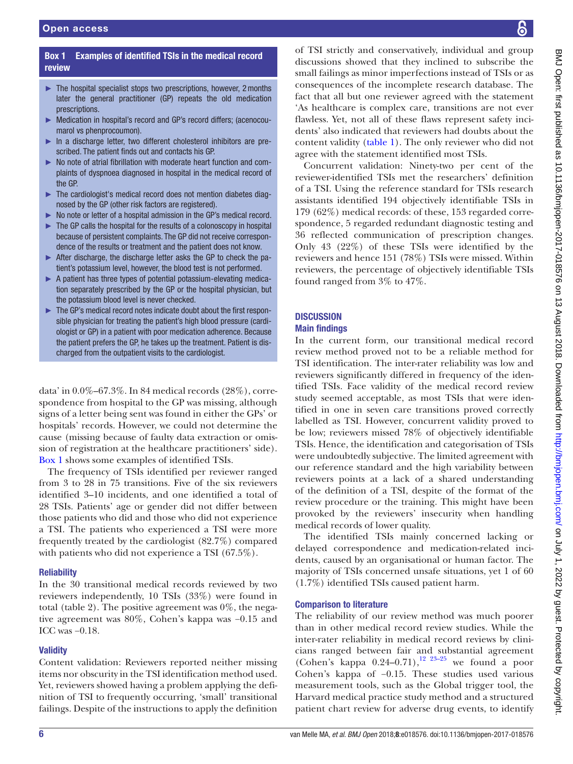**Box 1 Examples of identified TSIs in the medical record review**

- The hospital specialist stops two prescriptions, however, 2 months later the general practitioner (GP) repeats the old medication prescriptions.
- Medication in hospital's record and GP's record differs; (acenocoumarol vs phenprocoumon).
- In a discharge letter, two different cholesterol inhibitors are prescribed. The patient finds out and contacts his GP.
- No note of atrial fibrillation with moderate heart function and complaints of dyspnoea diagnosed in hospital in the medical record of the GP.
- The cardiologist's medical record does not mention diabetes diagnosed by the GP (other risk factors are registered).
- No note or letter of a hospital admission in the GP's medical record.
- The GP calls the hospital for the results of a colonoscopy in hospital because of persistent complaints. The GP did not receive correspondence of the results or treatment and the patient does not know.
- After discharge, the discharge letter asks the GP to check the patient's potassium level, however, the blood test is not performed.
- A patient has three types of potential potassium-elevating medication separately prescribed by the GP or the hospital physician, but the potassium blood level is never checked.
- The GP's medical record notes indicate doubt about the first responsible physician for treating the patient's high blood pressure (cardiologist or GP) in a patient with poor medication adherence. Because the patient prefers the GP, he takes up the treatment. Patient is discharged from the outpatient visits to the cardiologist.

data' in 0.0%–67.3%. In 84 medical records (28%), correspondence from hospital to the GP was missing, although signs of a letter being sent was found in either the GPs' or hospitals' records. However, we could not determine the cause (missing because of faulty data extraction or omission of registration at the healthcare practitioners' side). Box 1 shows some examples of identified TSIs.

The frequency of TSIs identified per reviewer ranged from 3 to 28 in 75 transitions. Five of the six reviewers identified 3–10 incidents, and one identified a total of 28 TSIs. Patients' age or gender did not differ between those patients who did and those who did not experience a TSI. The patients who experienced a TSI were more frequently treated by the cardiologist (82.7%) compared with patients who did not experience a TSI (67.5%).

### Reliability

In the 30 transitional medical records reviewed by two reviewers independently, 10 TSIs (33%) were found in total (table 2). The positive agreement was 0%, the negative agreement was 80%, Cohen's kappa was −0.15 and ICC was −0.18.

### Validity

Content validation: Reviewers reported neither missing items nor obscurity in the TSI identification method used. Yet, reviewers showed having a problem applying the definition of TSI to frequently occurring, 'small' transitional failings. Despite of the instructions to apply the definition of TSI strictly and conservatively, individual and group discussions showed that they inclined to subscribe the small failings as minor imperfections instead of TSIs or as consequences of the incomplete research database. The fact that all but one reviewer agreed with the statement 'As healthcare is complex care, transitions are not ever flawless. Yet, not all of these flaws represent safety incidents' also indicated that reviewers had doubts about the content validity (table 1). The only reviewer who did not agree with the statement identified most TSIs.

Concurrent validation: Ninety-two per cent of the reviewer-identified TSIs met the researchers' definition of a TSI. Using the reference standard for TSIs research assistants identified 194 objectively identifiable TSIs in 179 (62%) medical records: of these, 153 regarded correspondence, 5 regarded redundant diagnostic testing and 36 reflected communication of prescription changes. Only 43 (22%) of these TSIs were identified by the reviewers and hence 151 (78%) TSIs were missed. Within reviewers, the percentage of objectively identifiable TSIs found ranged from 3% to 47%.

## DISCUSSION

### Main findings

In the current form, our transitional medical record review method proved not to be a reliable method for TSI identification. The inter-rater reliability was low and reviewers significantly differed in frequency of the identified TSIs. Face validity of the medical record review study seemed acceptable, as most TSIs that were identified in one in seven care transitions proved correctly labelled as TSI. However, concurrent validity proved to be low; reviewers missed 78% of objectively identifiable TSIs. Hence, the identification and categorisation of TSIs were undoubtedly subjective. The limited agreement with our reference standard and the high variability between reviewers points at a lack of a shared understanding of the definition of a TSI, despite of the format of the review procedure or the training. This might have been provoked by the reviewers' insecurity when handling medical records of lower quality.

The identified TSIs mainly concerned lacking or delayed correspondence and medication-related incidents, caused by an organisational or human factor. The majority of TSIs concerned unsafe situations, yet 1 of 60 (1.7%) identified TSIs caused patient harm.

### Comparison to literature

The reliability of our review method was much poorer than in other medical record review studies. While the inter-rater reliability in medical record reviews by clinicians ranged between fair and substantial agreement (Cohen's kappa 0.24–0.71),[12 23–25] we found a poor Cohen's kappa of −0.15. These studies used various measurement tools, such as the Global trigger tool, the Harvard medical practice study method and a structured patient chart review for adverse drug events, to identify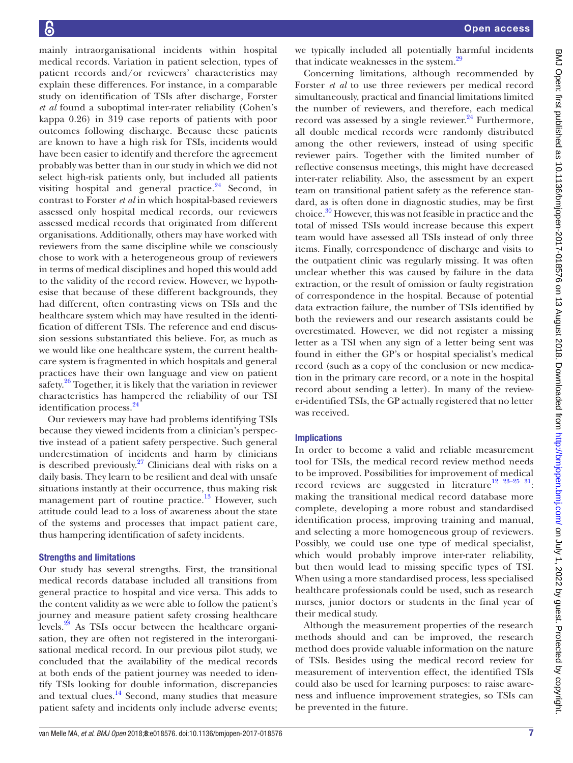mainly intraorganisational incidents within hospital medical records. Variation in patient selection, types of patient records and/or reviewers' characteristics may explain these differences. For instance, in a comparable study on identification of TSIs after discharge, Forster *et al* found a suboptimal inter-rater reliability (Cohen's kappa 0.26) in 319 case reports of patients with poor outcomes following discharge. Because these patients are known to have a high risk for TSIs, incidents would have been easier to identify and therefore the agreement probably was better than in our study in which we did not select high-risk patients only, but included all patients visiting hospital and general practice.[24] Second, in contrast to Forster *et al* in which hospital-based reviewers assessed only hospital medical records, our reviewers assessed medical records that originated from different organisations. Additionally, others may have worked with reviewers from the same discipline while we consciously chose to work with a heterogeneous group of reviewers in terms of medical disciplines and hoped this would add to the validity of the record review. However, we hypothesise that because of these different backgrounds, they had different, often contrasting views on TSIs and the healthcare system which may have resulted in the identification of different TSIs. The reference and end discussion sessions substantiated this believe. For, as much as we would like one healthcare system, the current healthcare system is fragmented in which hospitals and general practices have their own language and view on patient safety.[26] Together, it is likely that the variation in reviewer characteristics has hampered the reliability of our TSI identification process.[24]

Our reviewers may have had problems identifying TSIs because they viewed incidents from a clinician's perspective instead of a patient safety perspective. Such general underestimation of incidents and harm by clinicians is described previously.[27] Clinicians deal with risks on a daily basis. They learn to be resilient and deal with unsafe situations instantly at their occurrence, thus making risk management part of routine practice.[13] However, such attitude could lead to a loss of awareness about the state of the systems and processes that impact patient care, thus hampering identification of safety incidents.

## Strengths and limitations

Our study has several strengths. First, the transitional medical records database included all transitions from general practice to hospital and vice versa. This adds to the content validity as we were able to follow the patient's journey and measure patient safety crossing healthcare levels.[28] As TSIs occur between the healthcare organisation, they are often not registered in the interorganisational medical record. In our previous pilot study, we concluded that the availability of the medical records at both ends of the patient journey was needed to identify TSIs looking for double information, discrepancies and textual clues.[14] Second, many studies that measure patient safety and incidents only include adverse events; we typically included all potentially harmful incidents that indicate weaknesses in the system.[29]

Concerning limitations, although recommended by Forster *et al* to use three reviewers per medical record simultaneously, practical and financial limitations limited the number of reviewers, and therefore, each medical record was assessed by a single reviewer.[24] Furthermore, all double medical records were randomly distributed among the other reviewers, instead of using specific reviewer pairs. Together with the limited number of reflective consensus meetings, this might have decreased inter-rater reliability. Also, the assessment by an expert team on transitional patient safety as the reference standard, as is often done in diagnostic studies, may be first choice.[30] However, this was not feasible in practice and the total of missed TSIs would increase because this expert team would have assessed all TSIs instead of only three items. Finally, correspondence of discharge and visits to the outpatient clinic was regularly missing. It was often unclear whether this was caused by failure in the data extraction, or the result of omission or faulty registration of correspondence in the hospital. Because of potential data extraction failure, the number of TSIs identified by both the reviewers and our research assistants could be overestimated. However, we did not register a missing letter as a TSI when any sign of a letter being sent was found in either the GP's or hospital specialist's medical record (such as a copy of the conclusion or new medication in the primary care record, or a note in the hospital record about sending a letter). In many of the reviewer-identified TSIs, the GP actually registered that no letter was received.

## Implications

In order to become a valid and reliable measurement tool for TSIs, the medical record review method needs to be improved. Possibilities for improvement of medical record reviews are suggested in literature[12 23–25 31]: making the transitional medical record database more complete, developing a more robust and standardised identification process, improving training and manual, and selecting a more homogeneous group of reviewers. Possibly, we could use one type of medical specialist, which would probably improve inter-rater reliability, but then would lead to missing specific types of TSI. When using a more standardised process, less specialised healthcare professionals could be used, such as research nurses, junior doctors or students in the final year of their medical study.

Although the measurement properties of the research methods should and can be improved, the research method does provide valuable information on the nature of TSIs. Besides using the medical record review for measurement of intervention effect, the identified TSIs could also be used for learning purposes: to raise awareness and influence improvement strategies, so TSIs can be prevented in the future.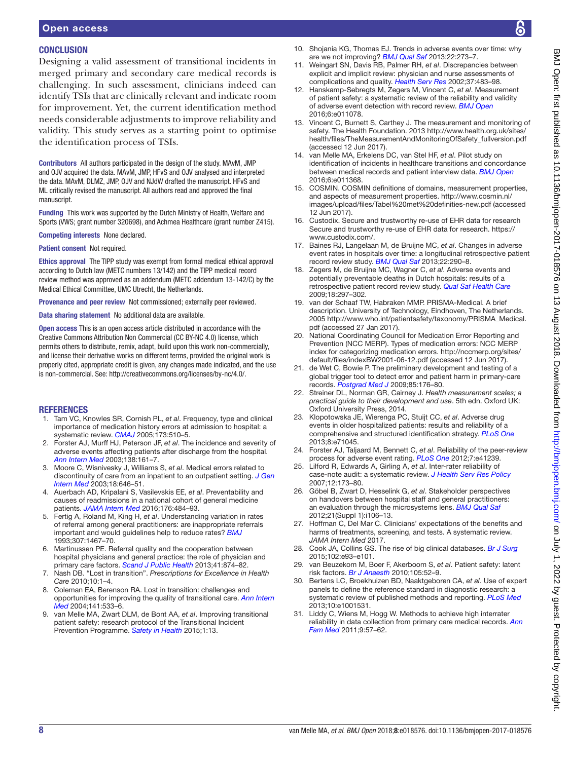## CONCLUSION

Designing a valid assessment of transitional incidents in merged primary and secondary care medical records is challenging. In such assessment, clinicians indeed can identify TSIs that are clinically relevant and indicate room for improvement. Yet, the current identification method needs considerable adjustments to improve reliability and validity. This study serves as a starting point to optimise the identification process of TSIs.

**Contributors** All authors participated in the design of the study. MAvM, JMP and OJV acquired the data. MAvM, JMP, HFvS and OJV analysed and interpreted the data. MAvM, DLMZ, JMP, OJV and NJdW drafted the manuscript. HFvS and ML critically revised the manuscript. All authors read and approved the final manuscript.

**Funding** This work was supported by the Dutch Ministry of Health, Welfare and Sports (VWS; grant number 320698), and Achmea Healthcare (grant number Z415).

**Competing interests** None declared.

**Patient consent** Not required.

**Ethics approval** The TIPP study was exempt from formal medical ethical approval according to Dutch law (METC numbers 13/142) and the TIPP medical record review method was approved as an addendum (METC addendum 13-142/C) by the Medical Ethical Committee, UMC Utrecht, the Netherlands.

**Provenance and peer review** Not commissioned; externally peer reviewed.

**Data sharing statement** No additional data are available.

**Open access** This is an open access article distributed in accordance with the Creative Commons Attribution Non Commercial (CC BY-NC 4.0) license, which permits others to distribute, remix, adapt, build upon this work non-commercially, and license their derivative works on different terms, provided the original work is properly cited, appropriate credit is given, any changes made indicated, and the use is non-commercial. See: http://creativecommons.org/licenses/by-nc/4.0/.

## REFERENCES

1. Tam VC, Knowles SR, Cornish PL, *et al*. Frequency, type and clinical importance of medication history errors at admission to hospital: a systematic review. *CMAJ* 2005;173:510–5.
2. Forster AJ, Murff HJ, Peterson JF, *et al*. The incidence and severity of adverse events affecting patients after discharge from the hospital. *Ann Intern Med* 2003;138:161–7.
3. Moore C, Wisnivesky J, Williams S, *et al*. Medical errors related to discontinuity of care from an inpatient to an outpatient setting. *J Gen Intern Med* 2003;18:646–51.
4. Auerbach AD, Kripalani S, Vasilevskis EE, *et al*. Preventability and causes of readmissions in a national cohort of general medicine patients. *JAMA Intern Med* 2016;176:484–93.
5. Fertig A, Roland M, King H, *et al*. Understanding variation in rates of referral among general practitioners: are inappropriate referrals important and would guidelines help to reduce rates? *BMJ* 1993;307:1467–70.
6. Martinussen PE. Referral quality and the cooperation between hospital physicians and general practice: the role of physician and primary care factors. *Scand J Public Health* 2013;41:874–82.
7. Nash DB. "Lost in transition". *Prescriptions for Excellence in Health Care* 2010;10:1–4.
8. Coleman EA, Berenson RA. Lost in transition: challenges and opportunities for improving the quality of transitional care. *Ann Intern Med* 2004;141:533–6.
9. van Melle MA, Zwart DLM, de Bont AA, *et al*. Improving transitional patient safety: research protocol of the Transitional Incident Prevention Programme. *Safety in Health* 2015;1:13.
10. Shojania KG, Thomas EJ. Trends in adverse events over time: why are we not improving? *BMJ Qual Saf* 2013;22:273–7.
11. Weingart SN, Davis RB, Palmer RH, *et al*. Discrepancies between explicit and implicit review: physician and nurse assessments of complications and quality. *Health Serv Res* 2002;37:483–98.
12. Hanskamp-Sebregts M, Zegers M, Vincent C, *et al*. Measurement of patient safety: a systematic review of the reliability and validity of adverse event detection with record review. *BMJ Open* 2016;6:e011078.
13. Vincent C, Burnett S, Carthey J. The measurement and monitoring of safety. The Health Foundation. 2013 http://www.health.org.uk/sites/health/files/TheMeasurementAndMonitoringOfSafety_fullversion.pdf (accessed 12 Jun 2017).
14. van Melle MA, Erkelens DC, van Stel HF, *et al*. Pilot study on identification of incidents in healthcare transitions and concordance between medical records and patient interview data. *BMJ Open* 2016;6:e011368.
15. COSMIN. COSMIN definitions of domains, measurement properties, and aspects of measurement properties. http://www.cosmin.nl/images/upload/files/Tabel%20met%20definities-new.pdf (accessed 12 Jun 2017).
16. Custodix. Secure and trustworthy re-use of EHR data for research Secure and trustworthy re-use of EHR data for research. https://www.custodix.com/.
17. Baines RJ, Langelaan M, de Bruijne MC, *et al*. Changes in adverse event rates in hospitals over time: a longitudinal retrospective patient record review study. *BMJ Qual Saf* 2013;22:290–8.
18. Zegers M, de Bruijne MC, Wagner C, *et al*. Adverse events and potentially preventable deaths in Dutch hospitals: results of a retrospective patient record review study. *Qual Saf Health Care* 2009;18:297–302.
19. van der Schaaf TW, Habraken MMP. PRISMA-Medical. A brief description. University of Technology, Eindhoven, The Netherlands. 2005 http://www.who.int/patientsafety/taxonomy/PRISMA_Medical.pdf (accessed 27 Jan 2017).
20. National Coordinating Council for Medication Error Reporting and Prevention (NCC MERP). Types of medication errors: NCC MERP index for categorizing medication errors. http://nccmerp.org/sites/default/files/indexBW2001-06-12.pdf (accessed 12 Jun 2017).
21. de Wet C, Bowie P. The preliminary development and testing of a global trigger tool to detect error and patient harm in primary-care records. *Postgrad Med J* 2009;85:176–80.
22. Streiner DL, Norman GR, Cairney J. *Health measurement scales; a practical guide to their development and use*. 5th edn. Oxford UK: Oxford University Press, 2014.
23. Klopotowska JE, Wierenga PC, Stuijt CC, *et al*. Adverse drug events in older hospitalized patients: results and reliability of a comprehensive and structured identification strategy. *PLoS One* 2013;8:e71045.
24. Forster AJ, Taljaard M, Bennett C, *et al*. Reliability of the peer-review process for adverse event rating. *PLoS One* 2012;7:e41239.
25. Lilford R, Edwards A, Girling A, *et al*. Inter-rater reliability of case-note audit: a systematic review. *J Health Serv Res Policy* 2007;12:173–80.
26. Göbel B, Zwart D, Hesselink G, *et al*. Stakeholder perspectives on handovers between hospital staff and general practitioners: an evaluation through the microsystems lens. *BMJ Qual Saf* 2012;21(Suppl 1):i106–13.
27. Hoffman C, Del Mar C. Clinicians' expectations of the benefits and harms of treatments, screening, and tests. A systematic review. *JAMA Intern Med* 2017.
28. Cook JA, Collins GS. The rise of big clinical databases. *Br J Surg* 2015;102:e93–e101.
29. van Beuzekom M, Boer F, Akerboom S, *et al*. Patient safety: latent risk factors. *Br J Anaesth* 2010;105:52–9.
30. Bertens LC, Broekhuizen BD, Naaktgeboren CA, *et al*. Use of expert panels to define the reference standard in diagnostic research: a systematic review of published methods and reporting. *PLoS Med* 2013;10:e1001531.
31. Liddy C, Wiens M, Hogg W. Methods to achieve high interrater reliability in data collection from primary care medical records. *Ann Fam Med* 2011;9:57–62.